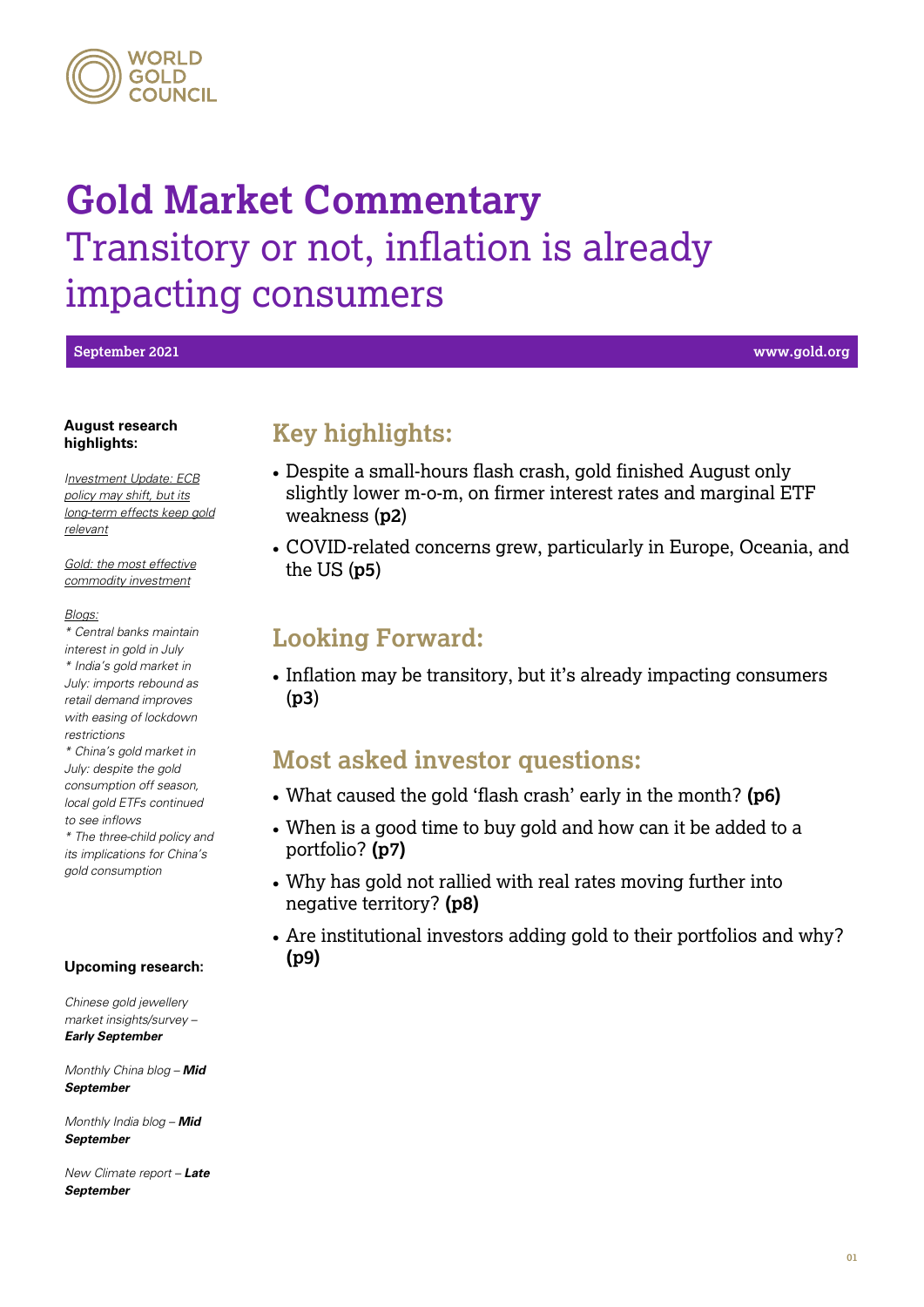# Gold Market Commentary

## Transitory or not, inflation is already impacting consumers

**September 2021** www.gold.org

**August research highlights:**

*Investment Update: ECB policy may shift, but its long-term effects keep gold relevant*

*Gold: the most effective commodity investment*

*Blogs:*
*\* Central banks maintain interest in gold in July*
*\* India's gold market in July: imports rebound as retail demand improves with easing of lockdown restrictions*
*\* China's gold market in July: despite the gold consumption off season, local gold ETFs continued to see inflows*
*\* The three-child policy and its implications for China's gold consumption*

**Upcoming research:**

*Chinese gold jewellery market insights/survey –* ***Early September***

*Monthly China blog –* ***Mid September***

*Monthly India blog –* ***Mid September***

*New Climate report –* ***Late September***

## Key highlights:

- Despite a small-hours flash crash, gold finished August only slightly lower m-o-m, on firmer interest rates and marginal ETF weakness (**p2**)
- COVID-related concerns grew, particularly in Europe, Oceania, and the US (**p5**)

## Looking Forward:

- Inflation may be transitory, but it's already impacting consumers (**p3**)

## Most asked investor questions:

- What caused the gold 'flash crash' early in the month? **(p6)**
- When is a good time to buy gold and how can it be added to a portfolio? **(p7)**
- Why has gold not rallied with real rates moving further into negative territory? **(p8)**
- Are institutional investors adding gold to their portfolios and why? **(p9)**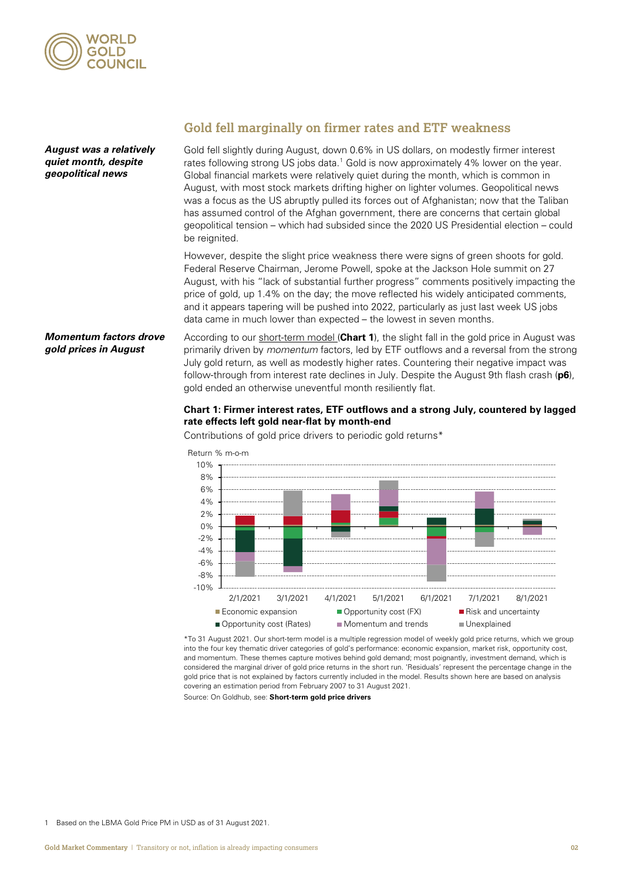## Gold fell marginally on firmer rates and ETF weakness

***August was a relatively quiet month, despite geopolitical news***

Gold fell slightly during August, down 0.6% in US dollars, on modestly firmer interest rates following strong US jobs data.[1] Gold is now approximately 4% lower on the year. Global financial markets were relatively quiet during the month, which is common in August, with most stock markets drifting higher on lighter volumes. Geopolitical news was a focus as the US abruptly pulled its forces out of Afghanistan; now that the Taliban has assumed control of the Afghan government, there are concerns that certain global geopolitical tension – which had subsided since the 2020 US Presidential election – could be reignited.

However, despite the slight price weakness there were signs of green shoots for gold. Federal Reserve Chairman, Jerome Powell, spoke at the Jackson Hole summit on 27 August, with his "lack of substantial further progress" comments positively impacting the price of gold, up 1.4% on the day; the move reflected his widely anticipated comments, and it appears tapering will be pushed into 2022, particularly as just last week US jobs data came in much lower than expected – the lowest in seven months.

***Momentum factors drove gold prices in August***

According to our short-term model (**Chart 1**), the slight fall in the gold price in August was primarily driven by *momentum* factors, led by ETF outflows and a reversal from the strong July gold return, as well as modestly higher rates. Countering their negative impact was follow-through from interest rate declines in July. Despite the August 9th flash crash (**p6**), gold ended an otherwise uneventful month resiliently flat.

**Chart 1: Firmer interest rates, ETF outflows and a strong July, countered by lagged rate effects left gold near-flat by month-end**

Contributions of gold price drivers to periodic gold returns*

*To 31 August 2021. Our short-term model is a multiple regression model of weekly gold price returns, which we group into the four key thematic driver categories of gold's performance: economic expansion, market risk, opportunity cost, and momentum. These themes capture motives behind gold demand; most poignantly, investment demand, which is considered the marginal driver of gold price returns in the short run. 'Residuals' represent the percentage change in the gold price that is not explained by factors currently included in the model. Results shown here are based on analysis covering an estimation period from February 2007 to 31 August 2021.

Source: On Goldhub, see: **Short-term gold price drivers**

1 Based on the LBMA Gold Price PM in USD as of 31 August 2021.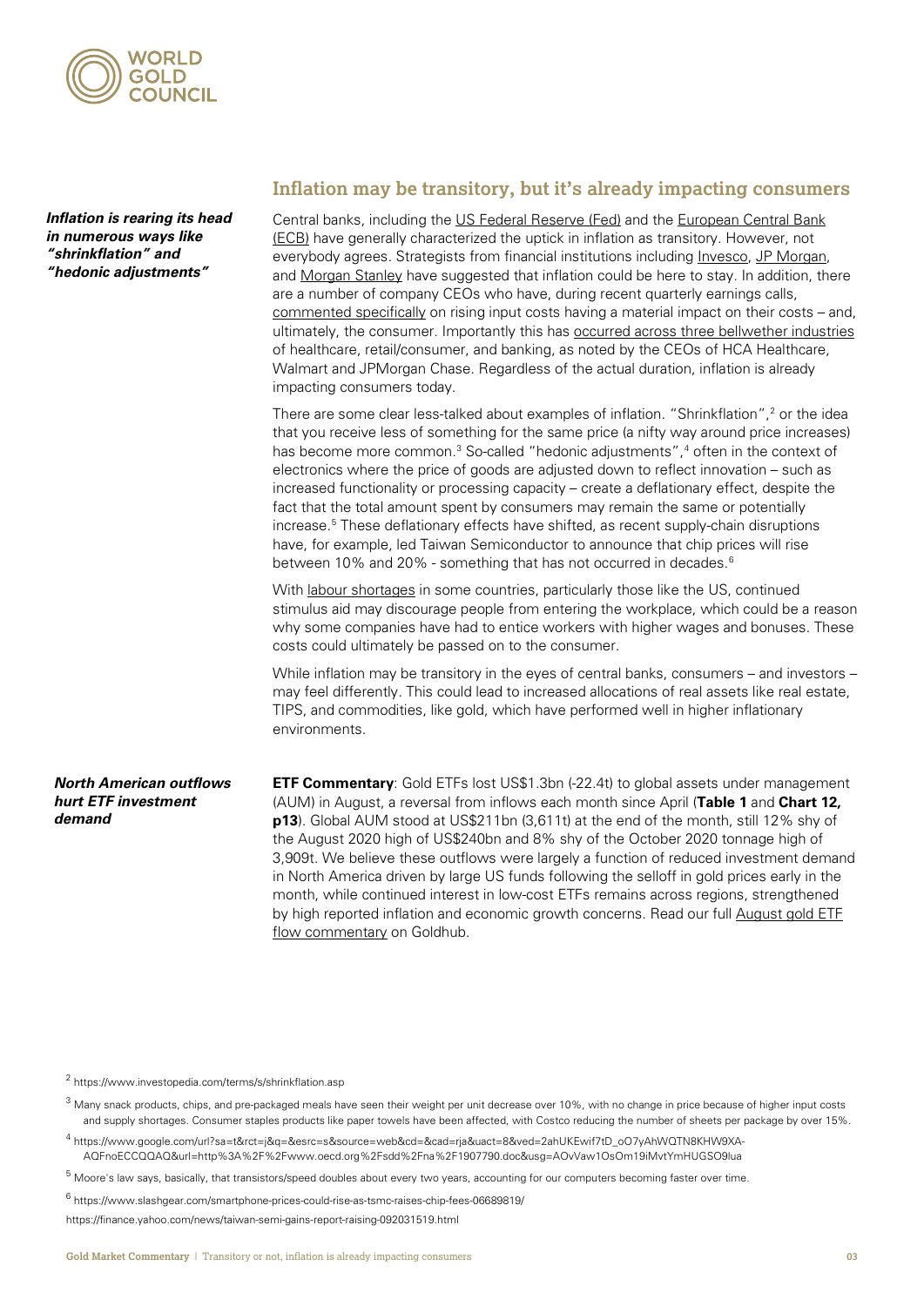## Inflation may be transitory, but it's already impacting consumers

***Inflation is rearing its head in numerous ways like "shrinkflation" and "hedonic adjustments"***

Central banks, including the US Federal Reserve (Fed) and the European Central Bank (ECB) have generally characterized the uptick in inflation as transitory. However, not everybody agrees. Strategists from financial institutions including Invesco, JP Morgan, and Morgan Stanley have suggested that inflation could be here to stay. In addition, there are a number of company CEOs who have, during recent quarterly earnings calls, commented specifically on rising input costs having a material impact on their costs – and, ultimately, the consumer. Importantly this has occurred across three bellwether industries of healthcare, retail/consumer, and banking, as noted by the CEOs of HCA Healthcare, Walmart and JPMorgan Chase. Regardless of the actual duration, inflation is already impacting consumers today.

There are some clear less-talked about examples of inflation. "Shrinkflation",[2] or the idea that you receive less of something for the same price (a nifty way around price increases) has become more common.[3] So-called "hedonic adjustments",[4] often in the context of electronics where the price of goods are adjusted down to reflect innovation – such as increased functionality or processing capacity – create a deflationary effect, despite the fact that the total amount spent by consumers may remain the same or potentially increase.[5] These deflationary effects have shifted, as recent supply-chain disruptions have, for example, led Taiwan Semiconductor to announce that chip prices will rise between 10% and 20% - something that has not occurred in decades.[6]

With labour shortages in some countries, particularly those like the US, continued stimulus aid may discourage people from entering the workplace, which could be a reason why some companies have had to entice workers with higher wages and bonuses. These costs could ultimately be passed on to the consumer.

While inflation may be transitory in the eyes of central banks, consumers – and investors – may feel differently. This could lead to increased allocations of real assets like real estate, TIPS, and commodities, like gold, which have performed well in higher inflationary environments.

***North American outflows hurt ETF investment demand***

**ETF Commentary**: Gold ETFs lost US$1.3bn (-22.4t) to global assets under management (AUM) in August, a reversal from inflows each month since April (**Table 1** and **Chart 12, p13**). Global AUM stood at US$211bn (3,611t) at the end of the month, still 12% shy of the August 2020 high of US$240bn and 8% shy of the October 2020 tonnage high of 3,909t. We believe these outflows were largely a function of reduced investment demand in North America driven by large US funds following the selloff in gold prices early in the month, while continued interest in low-cost ETFs remains across regions, strengthened by high reported inflation and economic growth concerns. Read our full August gold ETF flow commentary on Goldhub.

[2] https://www.investopedia.com/terms/s/shrinkflation.asp

[3] Many snack products, chips, and pre-packaged meals have seen their weight per unit decrease over 10%, with no change in price because of higher input costs and supply shortages. Consumer staples products like paper towels have been affected, with Costco reducing the number of sheets per package by over 15%.

[4] https://www.google.com/url?sa=t&rct=j&q=&esrc=s&source=web&cd=&cad=rja&uact=8&ved=2ahUKEwif7tD_oO7yAhWQTN8KHW9XA-AQFnoECCQQAQ&url=http%3A%2F%2Fwww.oecd.org%2Fsdd%2Fna%2F1907790.doc&usg=AOvVaw1OsOm19iMvtYmHUGSO9lua

[5] Moore's law says, basically, that transistors/speed doubles about every two years, accounting for our computers becoming faster over time.

[6] https://www.slashgear.com/smartphone-prices-could-rise-as-tsmc-raises-chip-fees-06689819/
https://finance.yahoo.com/news/taiwan-semi-gains-report-raising-092031519.html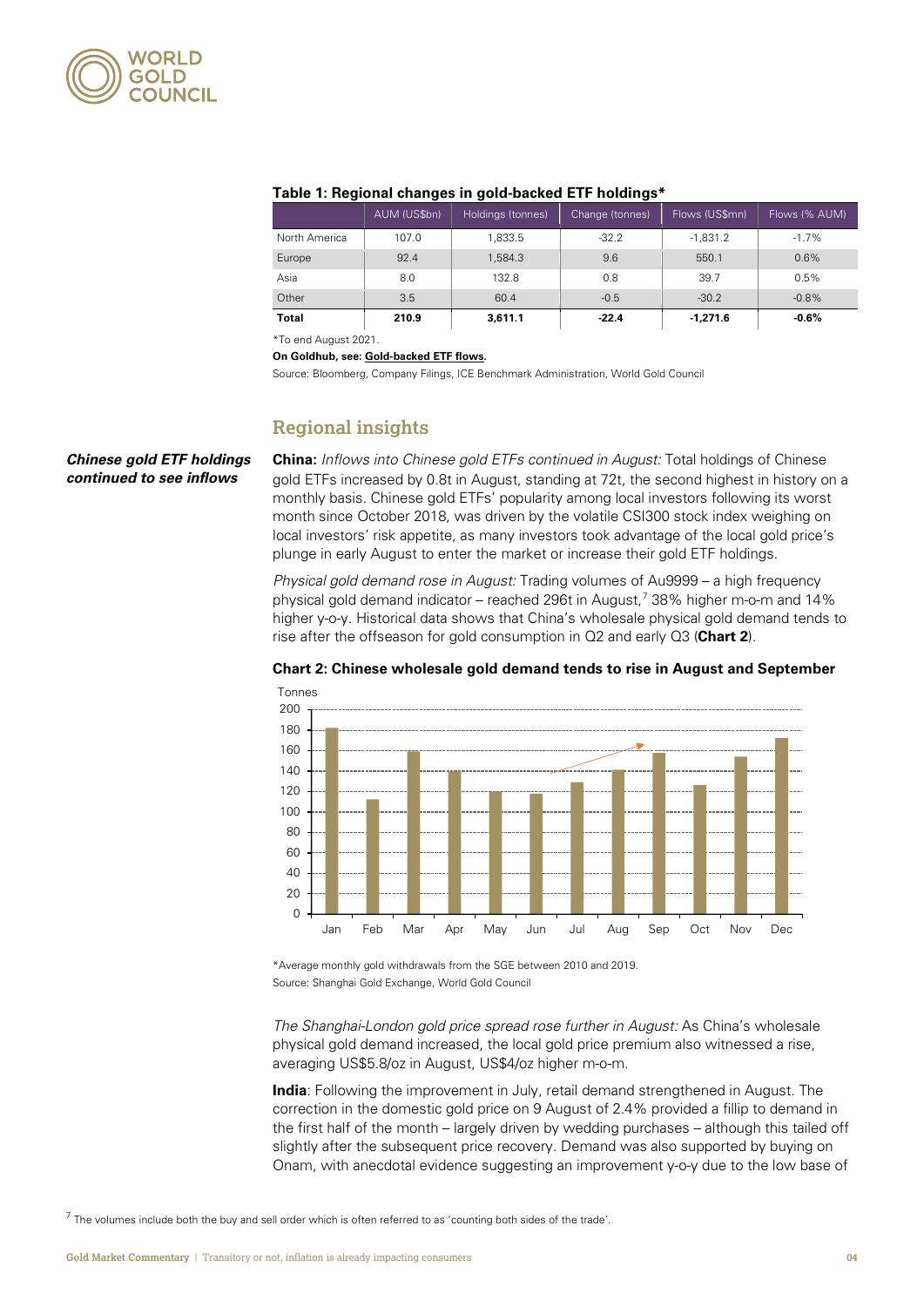**Table 1: Regional changes in gold-backed ETF holdings***

| | AUM (US$bn) | Holdings (tonnes) | Change (tonnes) | Flows (US$mn) | Flows (% AUM) |
|---|---|---|---|---|---|
| North America | 107.0 | 1,833.5 | -32.2 | -1,831.2 | -1.7% |
| Europe | 92.4 | 1,584.3 | 9.6 | 550.1 | 0.6% |
| Asia | 8.0 | 132.8 | 0.8 | 39.7 | 0.5% |
| Other | 3.5 | 60.4 | -0.5 | -30.2 | -0.8% |
| **Total** | **210.9** | **3,611.1** | **-22.4** | **-1,271.6** | **-0.6%** |

*To end August 2021.

**On Goldhub, see: Gold-backed ETF flows.**

Source: Bloomberg, Company Filings, ICE Benchmark Administration, World Gold Council

## Regional insights

***Chinese gold ETF holdings continued to see inflows***

**China:** *Inflows into Chinese gold ETFs continued in August:* Total holdings of Chinese gold ETFs increased by 0.8t in August, standing at 72t, the second highest in history on a monthly basis. Chinese gold ETFs' popularity among local investors following its worst month since October 2018, was driven by the volatile CSI300 stock index weighing on local investors' risk appetite, as many investors took advantage of the local gold price's plunge in early August to enter the market or increase their gold ETF holdings.

*Physical gold demand rose in August:* Trading volumes of Au9999 – a high frequency physical gold demand indicator – reached 296t in August,[7] 38% higher m-o-m and 14% higher y-o-y. Historical data shows that China's wholesale physical gold demand tends to rise after the offseason for gold consumption in Q2 and early Q3 (**Chart 2**).

**Chart 2: Chinese wholesale gold demand tends to rise in August and September**

| Month | Tonnes |
|---|---|
| Jan | 182 |
| Feb | 112 |
| Mar | 159 |
| Apr | 140 |
| May | 119 |
| Jun | 117 |
| Jul | 129 |
| Aug | 141 |
| Sep | 158 |
| Oct | 126 |
| Nov | 154 |
| Dec | 172 |

*Average monthly gold withdrawals from the SGE between 2010 and 2019.
Source: Shanghai Gold Exchange, World Gold Council

*The Shanghai-London gold price spread rose further in August:* As China's wholesale physical gold demand increased, the local gold price premium also witnessed a rise, averaging US$5.8/oz in August, US$4/oz higher m-o-m.

**India**: Following the improvement in July, retail demand strengthened in August. The correction in the domestic gold price on 9 August of 2.4% provided a fillip to demand in the first half of the month – largely driven by wedding purchases – although this tailed off slightly after the subsequent price recovery. Demand was also supported by buying on Onam, with anecdotal evidence suggesting an improvement y-o-y due to the low base of

[7] The volumes include both the buy and sell order which is often referred to as 'counting both sides of the trade'.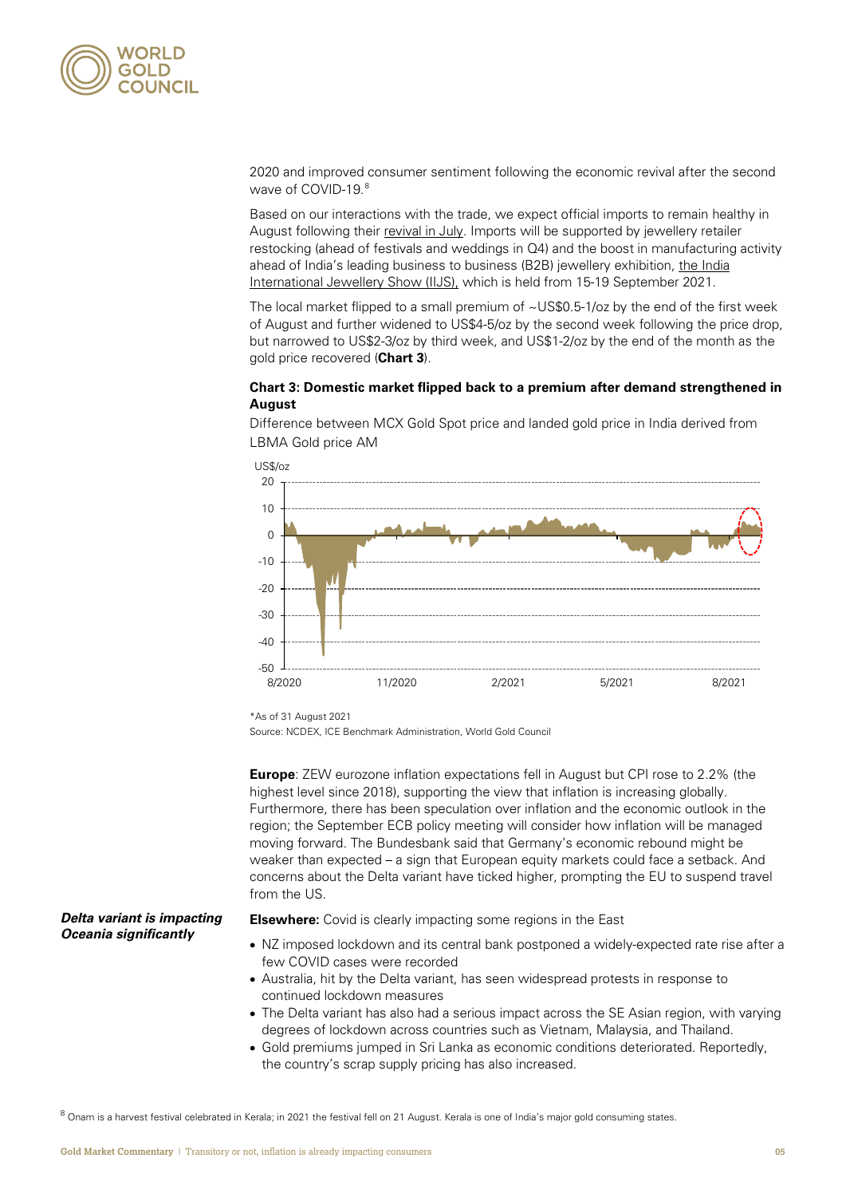2020 and improved consumer sentiment following the economic revival after the second wave of COVID-19.[8]

Based on our interactions with the trade, we expect official imports to remain healthy in August following their revival in July. Imports will be supported by jewellery retailer restocking (ahead of festivals and weddings in Q4) and the boost in manufacturing activity ahead of India's leading business to business (B2B) jewellery exhibition, the India International Jewellery Show (IIJS), which is held from 15-19 September 2021.

The local market flipped to a small premium of ~US$0.5-1/oz by the end of the first week of August and further widened to US$4-5/oz by the second week following the price drop, but narrowed to US$2-3/oz by third week, and US$1-2/oz by the end of the month as the gold price recovered (**Chart 3**).

**Chart 3: Domestic market flipped back to a premium after demand strengthened in August**

Difference between MCX Gold Spot price and landed gold price in India derived from LBMA Gold price AM

*As of 31 August 2021
Source: NCDEX, ICE Benchmark Administration, World Gold Council

**Europe**: ZEW eurozone inflation expectations fell in August but CPI rose to 2.2% (the highest level since 2018), supporting the view that inflation is increasing globally. Furthermore, there has been speculation over inflation and the economic outlook in the region; the September ECB policy meeting will consider how inflation will be managed moving forward. The Bundesbank said that Germany's economic rebound might be weaker than expected – a sign that European equity markets could face a setback. And concerns about the Delta variant have ticked higher, prompting the EU to suspend travel from the US.

***Delta variant is impacting Oceania significantly***

**Elsewhere:** Covid is clearly impacting some regions in the East

- NZ imposed lockdown and its central bank postponed a widely-expected rate rise after a few COVID cases were recorded
- Australia, hit by the Delta variant, has seen widespread protests in response to continued lockdown measures
- The Delta variant has also had a serious impact across the SE Asian region, with varying degrees of lockdown across countries such as Vietnam, Malaysia, and Thailand.
- Gold premiums jumped in Sri Lanka as economic conditions deteriorated. Reportedly, the country's scrap supply pricing has also increased.

[8] Onam is a harvest festival celebrated in Kerala; in 2021 the festival fell on 21 August. Kerala is one of India's major gold consuming states.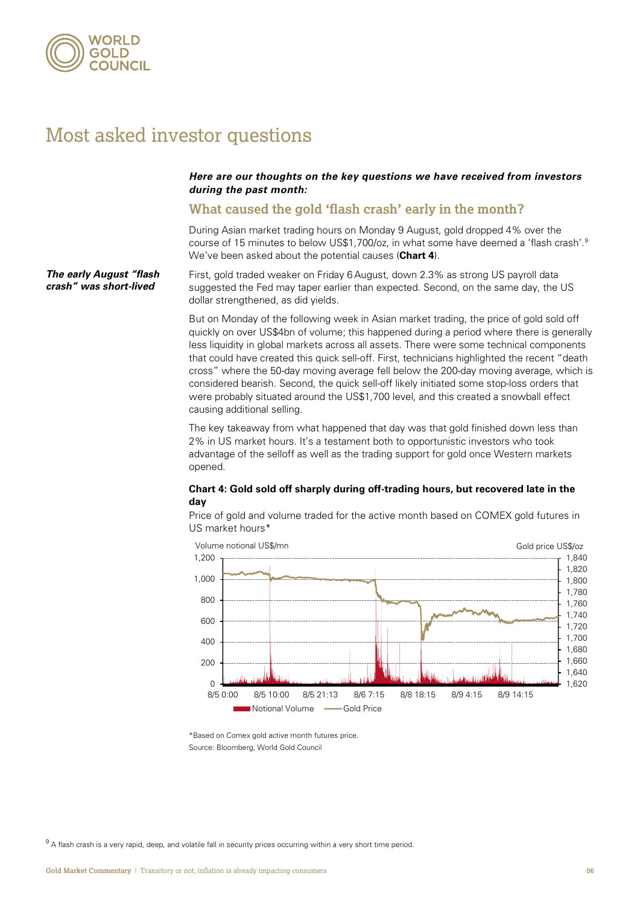# Most asked investor questions

***Here are our thoughts on the key questions we have received from investors during the past month:***

## What caused the gold 'flash crash' early in the month?

During Asian market trading hours on Monday 9 August, gold dropped 4% over the course of 15 minutes to below US$1,700/oz, in what some have deemed a 'flash crash'.[9] We've been asked about the potential causes (**Chart 4**).

***The early August "flash crash" was short-lived***

First, gold traded weaker on Friday 6 August, down 2.3% as strong US payroll data suggested the Fed may taper earlier than expected. Second, on the same day, the US dollar strengthened, as did yields.

But on Monday of the following week in Asian market trading, the price of gold sold off quickly on over US$4bn of volume; this happened during a period where there is generally less liquidity in global markets across all assets. There were some technical components that could have created this quick sell-off. First, technicians highlighted the recent "death cross" where the 50-day moving average fell below the 200-day moving average, which is considered bearish. Second, the quick sell-off likely initiated some stop-loss orders that were probably situated around the US$1,700 level, and this created a snowball effect causing additional selling.

The key takeaway from what happened that day was that gold finished down less than 2% in US market hours. It's a testament both to opportunistic investors who took advantage of the selloff as well as the trading support for gold once Western markets opened.

**Chart 4: Gold sold off sharply during off-trading hours, but recovered late in the day**

Price of gold and volume traded for the active month based on COMEX gold futures in US market hours*

*Based on Comex gold active month futures price.
Source: Bloomberg, World Gold Council

[9] A flash crash is a very rapid, deep, and volatile fall in security prices occurring within a very short time period.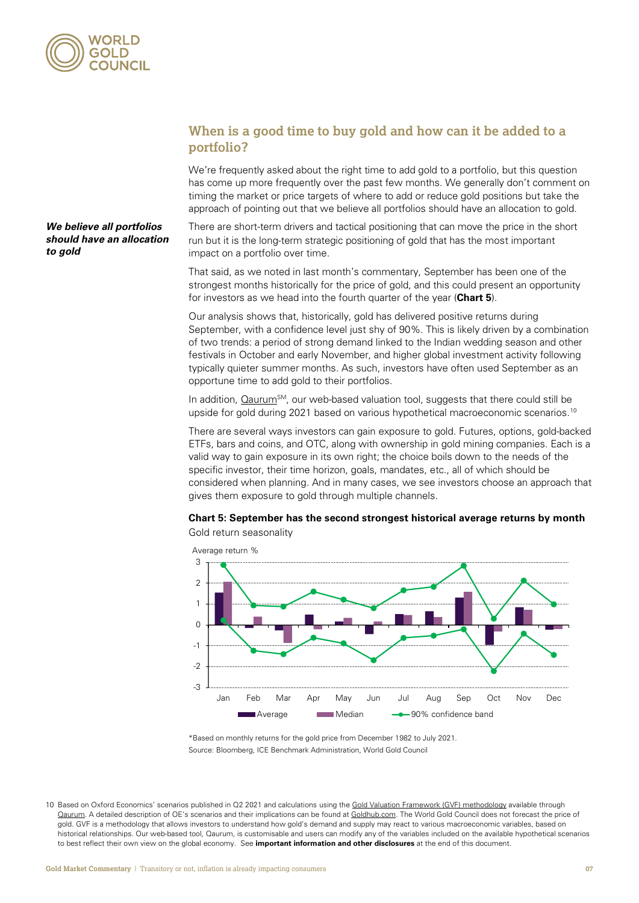## When is a good time to buy gold and how can it be added to a portfolio?

We're frequently asked about the right time to add gold to a portfolio, but this question has come up more frequently over the past few months. We generally don't comment on timing the market or price targets of where to add or reduce gold positions but take the approach of pointing out that we believe all portfolios should have an allocation to gold.

***We believe all portfolios should have an allocation to gold***

There are short-term drivers and tactical positioning that can move the price in the short run but it is the long-term strategic positioning of gold that has the most important impact on a portfolio over time.

That said, as we noted in last month's commentary, September has been one of the strongest months historically for the price of gold, and this could present an opportunity for investors as we head into the fourth quarter of the year (**Chart 5**).

Our analysis shows that, historically, gold has delivered positive returns during September, with a confidence level just shy of 90%. This is likely driven by a combination of two trends: a period of strong demand linked to the Indian wedding season and other festivals in October and early November, and higher global investment activity following typically quieter summer months. As such, investors have often used September as an opportune time to add gold to their portfolios.

In addition, Qaurum℠, our web-based valuation tool, suggests that there could still be upside for gold during 2021 based on various hypothetical macroeconomic scenarios.[10]

There are several ways investors can gain exposure to gold. Futures, options, gold-backed ETFs, bars and coins, and OTC, along with ownership in gold mining companies. Each is a valid way to gain exposure in its own right; the choice boils down to the needs of the specific investor, their time horizon, goals, mandates, etc., all of which should be considered when planning. And in many cases, we see investors choose an approach that gives them exposure to gold through multiple channels.

**Chart 5: September has the second strongest historical average returns by month**

Gold return seasonality

*Based on monthly returns for the gold price from December 1982 to July 2021.

Source: Bloomberg, ICE Benchmark Administration, World Gold Council

10 Based on Oxford Economics' scenarios published in Q2 2021 and calculations using the Gold Valuation Framework (GVF) methodology available through Qaurum. A detailed description of OE's scenarios and their implications can be found at Goldhub.com. The World Gold Council does not forecast the price of gold. GVF is a methodology that allows investors to understand how gold's demand and supply may react to various macroeconomic variables, based on historical relationships. Our web-based tool, Qaurum, is customisable and users can modify any of the variables included on the available hypothetical scenarios to best reflect their own view on the global economy. See **important information and other disclosures** at the end of this document.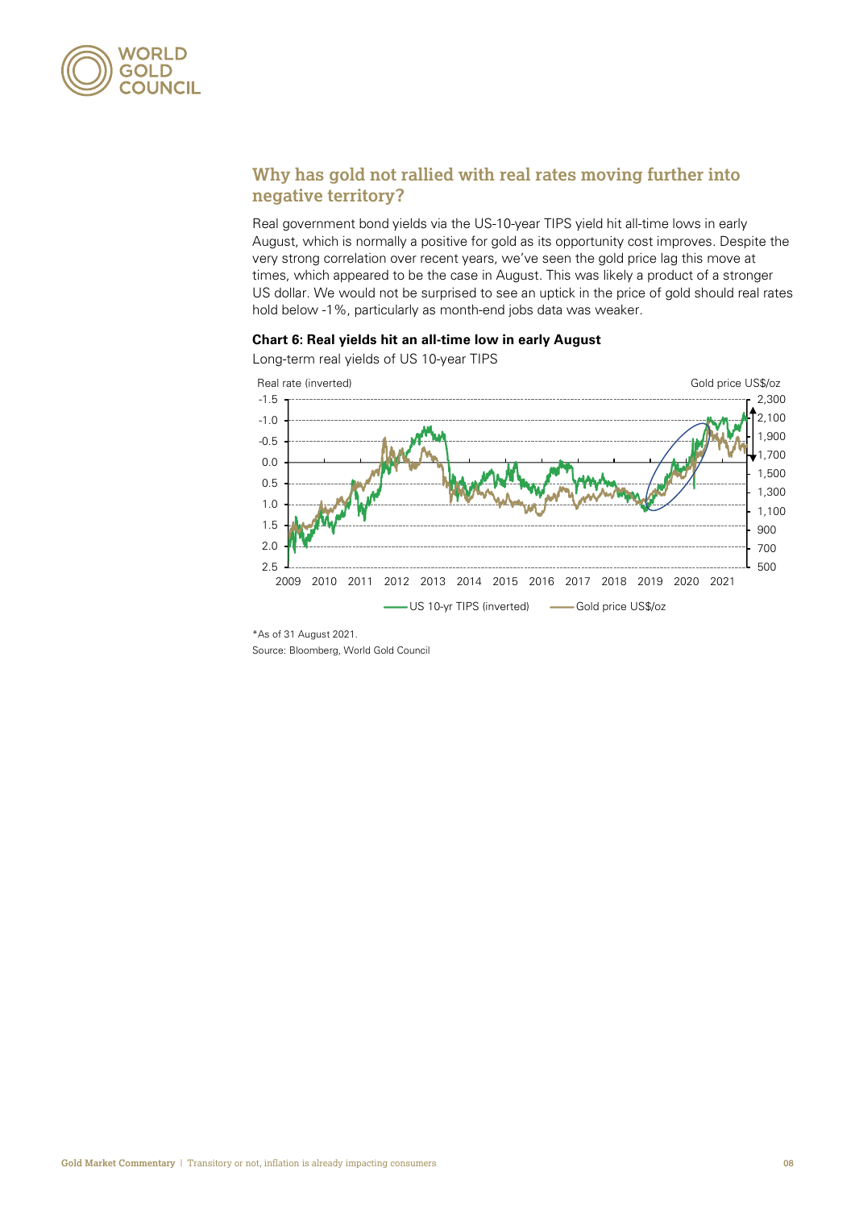## Why has gold not rallied with real rates moving further into negative territory?

Real government bond yields via the US-10-year TIPS yield hit all-time lows in early August, which is normally a positive for gold as its opportunity cost improves. Despite the very strong correlation over recent years, we've seen the gold price lag this move at times, which appeared to be the case in August. This was likely a product of a stronger US dollar. We would not be surprised to see an uptick in the price of gold should real rates hold below -1%, particularly as month-end jobs data was weaker.

**Chart 6: Real yields hit an all-time low in early August**

Long-term real yields of US 10-year TIPS

*As of 31 August 2021.
Source: Bloomberg, World Gold Council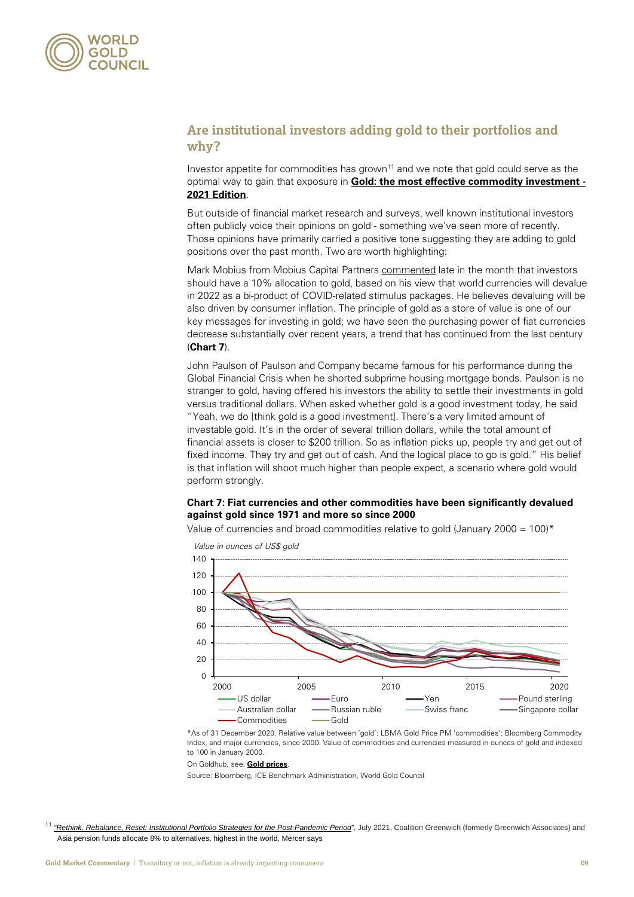## Are institutional investors adding gold to their portfolios and why?

Investor appetite for commodities has grown[11] and we note that gold could serve as the optimal way to gain that exposure in **Gold: the most effective commodity investment - 2021 Edition**.

But outside of financial market research and surveys, well known institutional investors often publicly voice their opinions on gold - something we've seen more of recently. Those opinions have primarily carried a positive tone suggesting they are adding to gold positions over the past month. Two are worth highlighting:

Mark Mobius from Mobius Capital Partners commented late in the month that investors should have a 10% allocation to gold, based on his view that world currencies will devalue in 2022 as a bi-product of COVID-related stimulus packages. He believes devaluing will be also driven by consumer inflation. The principle of gold as a store of value is one of our key messages for investing in gold; we have seen the purchasing power of fiat currencies decrease substantially over recent years, a trend that has continued from the last century (**Chart 7**).

John Paulson of Paulson and Company became famous for his performance during the Global Financial Crisis when he shorted subprime housing mortgage bonds. Paulson is no stranger to gold, having offered his investors the ability to settle their investments in gold versus traditional dollars. When asked whether gold is a good investment today, he said "Yeah, we do [think gold is a good investment]. There's a very limited amount of investable gold. It's in the order of several trillion dollars, while the total amount of financial assets is closer to $200 trillion. So as inflation picks up, people try and get out of fixed income. They try and get out of cash. And the logical place to go is gold." His belief is that inflation will shoot much higher than people expect, a scenario where gold would perform strongly.

**Chart 7: Fiat currencies and other commodities have been significantly devalued against gold since 1971 and more so since 2000**

Value of currencies and broad commodities relative to gold (January 2000 = 100)*

*Value in ounces of US$ gold*

*As of 31 December 2020. Relative value between 'gold': LBMA Gold Price PM 'commodities': Bloomberg Commodity Index, and major currencies, since 2000. Value of commodities and currencies measured in ounces of gold and indexed to 100 in January 2000.

On Goldhub, see: **Gold prices**.

Source: Bloomberg, ICE Benchmark Administration, World Gold Council

[11] *"Rethink, Rebalance, Reset: Institutional Portfolio Strategies for the Post-Pandemic Period"*, July 2021, Coalition Greenwich (formerly Greenwich Associates) and Asia pension funds allocate 8% to alternatives, highest in the world, Mercer says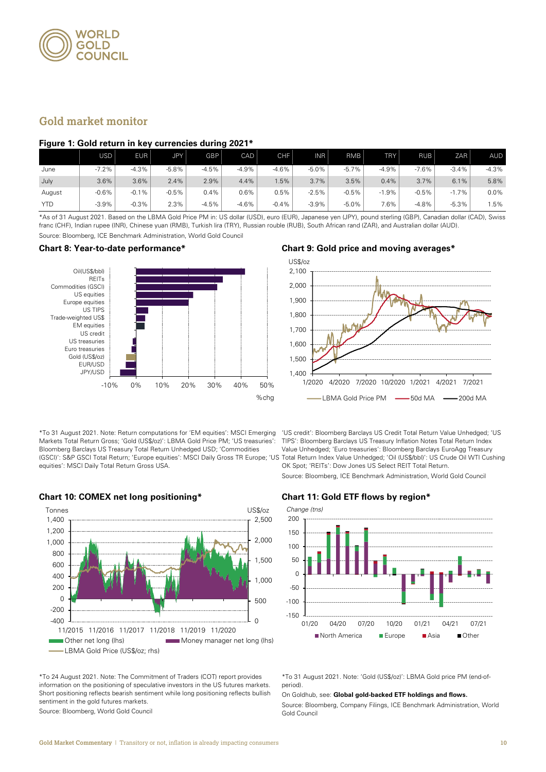## Gold market monitor

**Figure 1: Gold return in key currencies during 2021***

| | USD | EUR | JPY | GBP | CAD | CHF | INR | RMB | TRY | RUB | ZAR | AUD |
|---|---|---|---|---|---|---|---|---|---|---|---|---|
| June | -7.2% | -4.3% | -5.8% | -4.5% | -4.9% | -4.6% | -5.0% | -5.7% | -4.9% | -7.6% | -3.4% | -4.3% |
| July | 3.6% | 3.6% | 2.4% | 2.9% | 4.4% | 1.5% | 3.7% | 3.5% | 0.4% | 3.7% | 6.1% | 5.8% |
| August | -0.6% | -0.1% | -0.5% | 0.4% | 0.6% | 0.5% | -2.5% | -0.5% | -1.9% | -0.5% | -1.7% | 0.0% |
| YTD | -3.9% | -0.3% | 2.3% | -4.5% | -4.6% | -0.4% | -3.9% | -5.0% | 7.6% | -4.8% | -5.3% | 1.5% |

*As of 31 August 2021. Based on the LBMA Gold Price PM in: US dollar (USD), euro (EUR), Japanese yen (JPY), pound sterling (GBP), Canadian dollar (CAD), Swiss franc (CHF), Indian rupee (INR), Chinese yuan (RMB), Turkish lira (TRY), Russian rouble (RUB), South African rand (ZAR), and Australian dollar (AUD).

Source: Bloomberg, ICE Benchmark Administration, World Gold Council

**Chart 8: Year-to-date performance***

*To 31 August 2021. Note: Return computations for 'EM equities': MSCI Emerging Markets Total Return Gross; 'Gold (US$/oz)': LBMA Gold Price PM; 'US treasuries': Bloomberg Barclays US Treasury Total Return Unhedged USD; 'Commodities (GSCI)': S&P GSCI Total Return; 'Europe equities': MSCI Daily Gross TR Europe; 'US equities': MSCI Daily Total Return Gross USA.

**Chart 9: Gold price and moving averages***

'US credit': Bloomberg Barclays US Credit Total Return Value Unhedged; 'US TIPS': Bloomberg Barclays US Treasury Inflation Notes Total Return Index Value Unhedged; 'Euro treasuries': Bloomberg Barclays EuroAgg Treasury Total Return Index Value Unhedged; 'Oil (US$/bbl)': US Crude Oil WTI Cushing OK Spot; 'REITs': Dow Jones US Select REIT Total Return.

Source: Bloomberg, ICE Benchmark Administration, World Gold Council

**Chart 10: COMEX net long positioning***

*To 24 August 2021. Note: The Commitment of Traders (COT) report provides information on the positioning of speculative investors in the US futures markets. Short positioning reflects bearish sentiment while long positioning reflects bullish sentiment in the gold futures markets.

Source: Bloomberg, World Gold Council

**Chart 11: Gold ETF flows by region***

*To 31 August 2021. Note: 'Gold (US$/oz)': LBMA Gold price PM (end-of-period).

On Goldhub, see: **Global gold-backed ETF holdings and flows.**

Source: Bloomberg, Company Filings, ICE Benchmark Administration, World Gold Council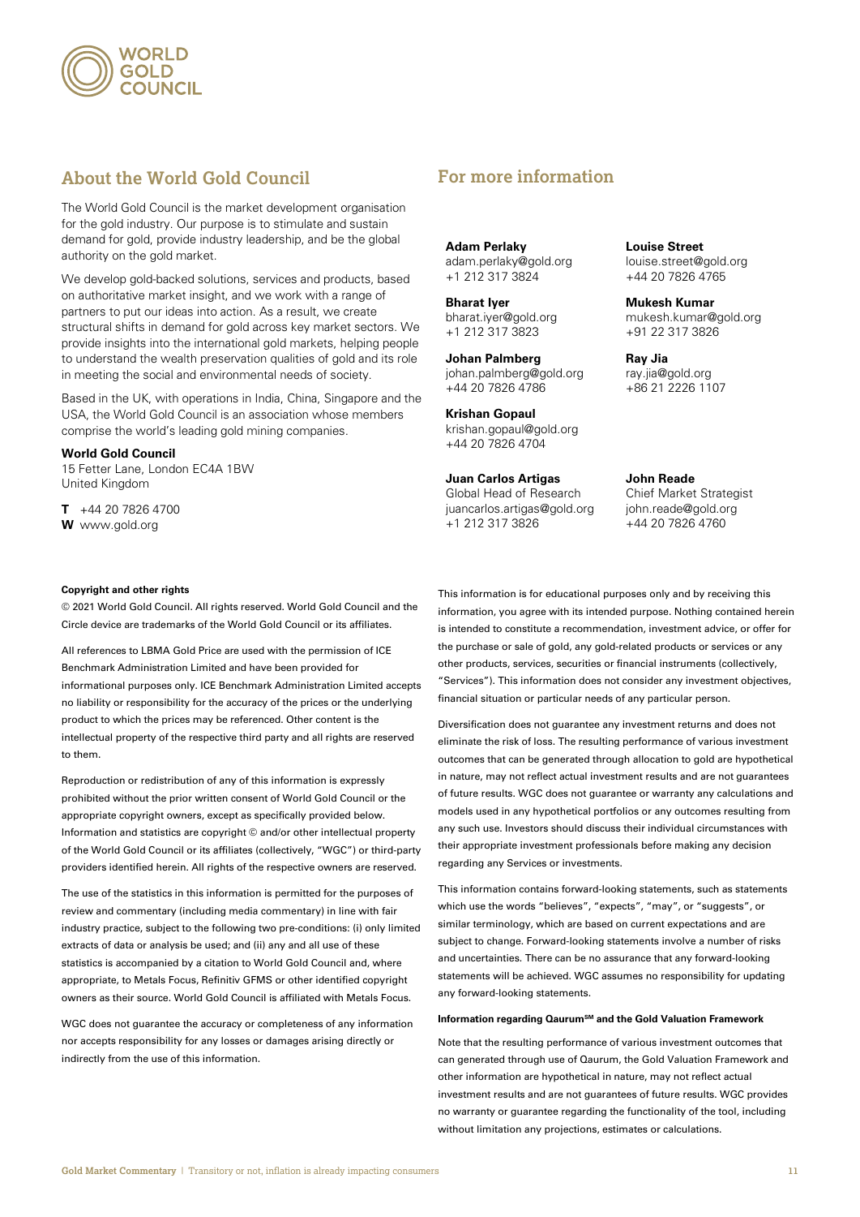## About the World Gold Council

The World Gold Council is the market development organisation for the gold industry. Our purpose is to stimulate and sustain demand for gold, provide industry leadership, and be the global authority on the gold market.

We develop gold-backed solutions, services and products, based on authoritative market insight, and we work with a range of partners to put our ideas into action. As a result, we create structural shifts in demand for gold across key market sectors. We provide insights into the international gold markets, helping people to understand the wealth preservation qualities of gold and its role in meeting the social and environmental needs of society.

Based in the UK, with operations in India, China, Singapore and the USA, the World Gold Council is an association whose members comprise the world's leading gold mining companies.

**World Gold Council**
15 Fetter Lane, London EC4A 1BW
United Kingdom

**T** +44 20 7826 4700
**W** www.gold.org

## For more information

**Adam Perlaky**
adam.perlaky@gold.org
+1 212 317 3824

**Bharat Iyer**
bharat.iyer@gold.org
+1 212 317 3823

**Johan Palmberg**
johan.palmberg@gold.org
+44 20 7826 4786

**Krishan Gopaul**
krishan.gopaul@gold.org
+44 20 7826 4704

**Louise Street**
louise.street@gold.org
+44 20 7826 4765

**Mukesh Kumar**
mukesh.kumar@gold.org
+91 22 317 3826

**Ray Jia**
ray.jia@gold.org
+86 21 2226 1107

**Juan Carlos Artigas**
Global Head of Research
juancarlos.artigas@gold.org
+1 212 317 3826

**John Reade**
Chief Market Strategist
john.reade@gold.org
+44 20 7826 4760

**Copyright and other rights**

© 2021 World Gold Council. All rights reserved. World Gold Council and the Circle device are trademarks of the World Gold Council or its affiliates.

All references to LBMA Gold Price are used with the permission of ICE Benchmark Administration Limited and have been provided for informational purposes only. ICE Benchmark Administration Limited accepts no liability or responsibility for the accuracy of the prices or the underlying product to which the prices may be referenced. Other content is the intellectual property of the respective third party and all rights are reserved to them.

Reproduction or redistribution of any of this information is expressly prohibited without the prior written consent of World Gold Council or the appropriate copyright owners, except as specifically provided below. Information and statistics are copyright © and/or other intellectual property of the World Gold Council or its affiliates (collectively, "WGC") or third-party providers identified herein. All rights of the respective owners are reserved.

The use of the statistics in this information is permitted for the purposes of review and commentary (including media commentary) in line with fair industry practice, subject to the following two pre-conditions: (i) only limited extracts of data or analysis be used; and (ii) any and all use of these statistics is accompanied by a citation to World Gold Council and, where appropriate, to Metals Focus, Refinitiv GFMS or other identified copyright owners as their source. World Gold Council is affiliated with Metals Focus.

WGC does not guarantee the accuracy or completeness of any information nor accepts responsibility for any losses or damages arising directly or indirectly from the use of this information.

This information is for educational purposes only and by receiving this information, you agree with its intended purpose. Nothing contained herein is intended to constitute a recommendation, investment advice, or offer for the purchase or sale of gold, any gold-related products or services or any other products, services, securities or financial instruments (collectively, "Services"). This information does not consider any investment objectives, financial situation or particular needs of any particular person.

Diversification does not guarantee any investment returns and does not eliminate the risk of loss. The resulting performance of various investment outcomes that can be generated through allocation to gold are hypothetical in nature, may not reflect actual investment results and are not guarantees of future results. WGC does not guarantee or warranty any calculations and models used in any hypothetical portfolios or any outcomes resulting from any such use. Investors should discuss their individual circumstances with their appropriate investment professionals before making any decision regarding any Services or investments.

This information contains forward-looking statements, such as statements which use the words "believes", "expects", "may", or "suggests", or similar terminology, which are based on current expectations and are subject to change. Forward-looking statements involve a number of risks and uncertainties. There can be no assurance that any forward-looking statements will be achieved. WGC assumes no responsibility for updating any forward-looking statements.

**Information regarding Qaurum℠ and the Gold Valuation Framework**

Note that the resulting performance of various investment outcomes that can generated through use of Qaurum, the Gold Valuation Framework and other information are hypothetical in nature, may not reflect actual investment results and are not guarantees of future results. WGC provides no warranty or guarantee regarding the functionality of the tool, including without limitation any projections, estimates or calculations.